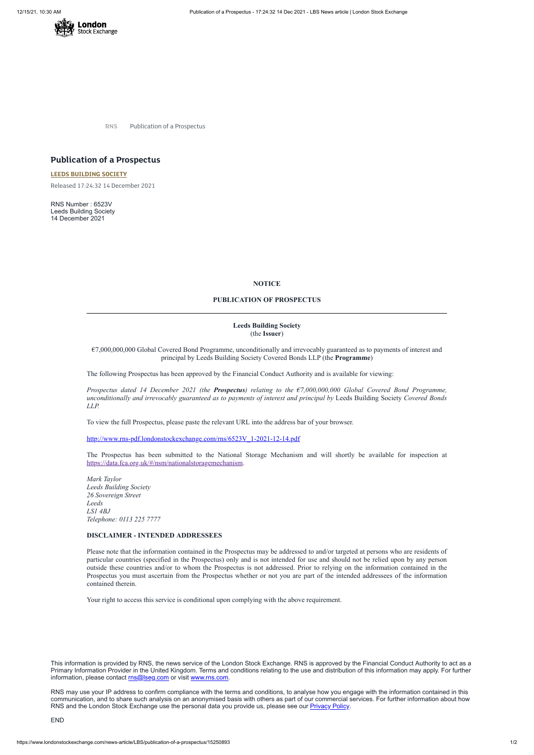RNS Publication of a Prospectus

# Publication of a Prospectus

**LEEDS BUILDING SOCIETY**

Released 17:24:32 14 December 2021

RNS Number : 6523V
Leeds Building Society
14 December 2021

**NOTICE**

**PUBLICATION OF PROSPECTUS**

---

**Leeds Building Society**
(the **Issuer**)

€7,000,000,000 Global Covered Bond Programme, unconditionally and irrevocably guaranteed as to payments of interest and principal by Leeds Building Society Covered Bonds LLP (the **Programme**)

The following Prospectus has been approved by the Financial Conduct Authority and is available for viewing:

*Prospectus dated 14 December 2021 (the* ***Prospectus****) relating to the €7,000,000,000 Global Covered Bond Programme, unconditionally and irrevocably guaranteed as to payments of interest and principal by* Leeds Building Society *Covered Bonds LLP.*

To view the full Prospectus, please paste the relevant URL into the address bar of your browser.

http://www.rns-pdf.londonstockexchange.com/rns/6523V_1-2021-12-14.pdf

The Prospectus has been submitted to the National Storage Mechanism and will shortly be available for inspection at https://data.fca.org.uk/#/nsm/nationalstoragemechanism.

*Mark Taylor*
*Leeds Building Society*
*26 Sovereign Street*
*Leeds*
*LS1 4BJ*
*Telephone: 0113 225 7777*

**DISCLAIMER - INTENDED ADDRESSEES**

Please note that the information contained in the Prospectus may be addressed to and/or targeted at persons who are residents of particular countries (specified in the Prospectus) only and is not intended for use and should not be relied upon by any person outside these countries and/or to whom the Prospectus is not addressed. Prior to relying on the information contained in the Prospectus you must ascertain from the Prospectus whether or not you are part of the intended addressees of the information contained therein.

Your right to access this service is conditional upon complying with the above requirement.

This information is provided by RNS, the news service of the London Stock Exchange. RNS is approved by the Financial Conduct Authority to act as a Primary Information Provider in the United Kingdom. Terms and conditions relating to the use and distribution of this information may apply. For further information, please contact rns@lseg.com or visit www.rns.com.

RNS may use your IP address to confirm compliance with the terms and conditions, to analyse how you engage with the information contained in this communication, and to share such analysis on an anonymised basis with others as part of our commercial services. For further information about how RNS and the London Stock Exchange use the personal data you provide us, please see our Privacy Policy.

END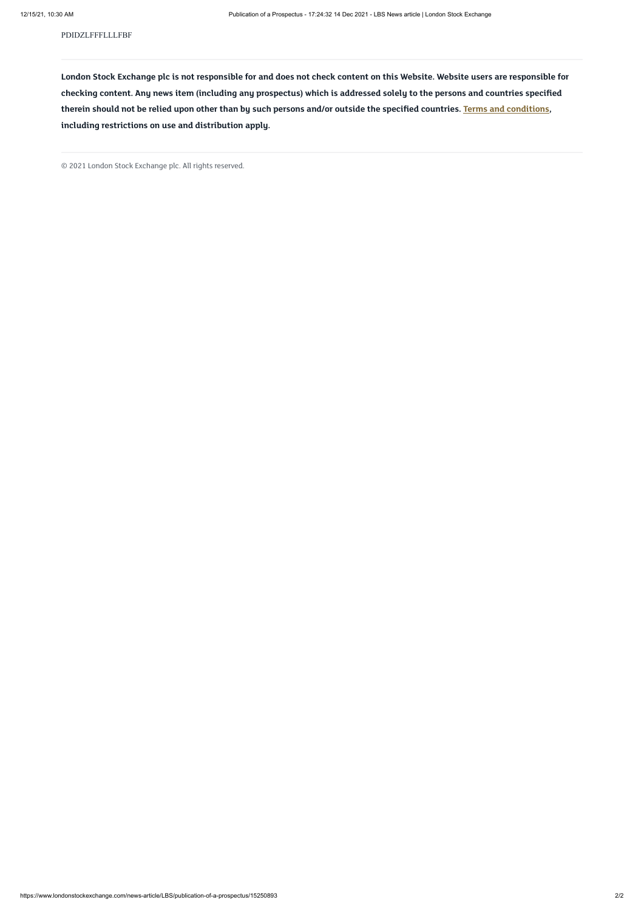PDIDZLFFFLLLFBF

**London Stock Exchange plc is not responsible for and does not check content on this Website. Website users are responsible for checking content. Any news item (including any prospectus) which is addressed solely to the persons and countries specified therein should not be relied upon other than by such persons and/or outside the specified countries. Terms and conditions, including restrictions on use and distribution apply.**

© 2021 London Stock Exchange plc. All rights reserved.